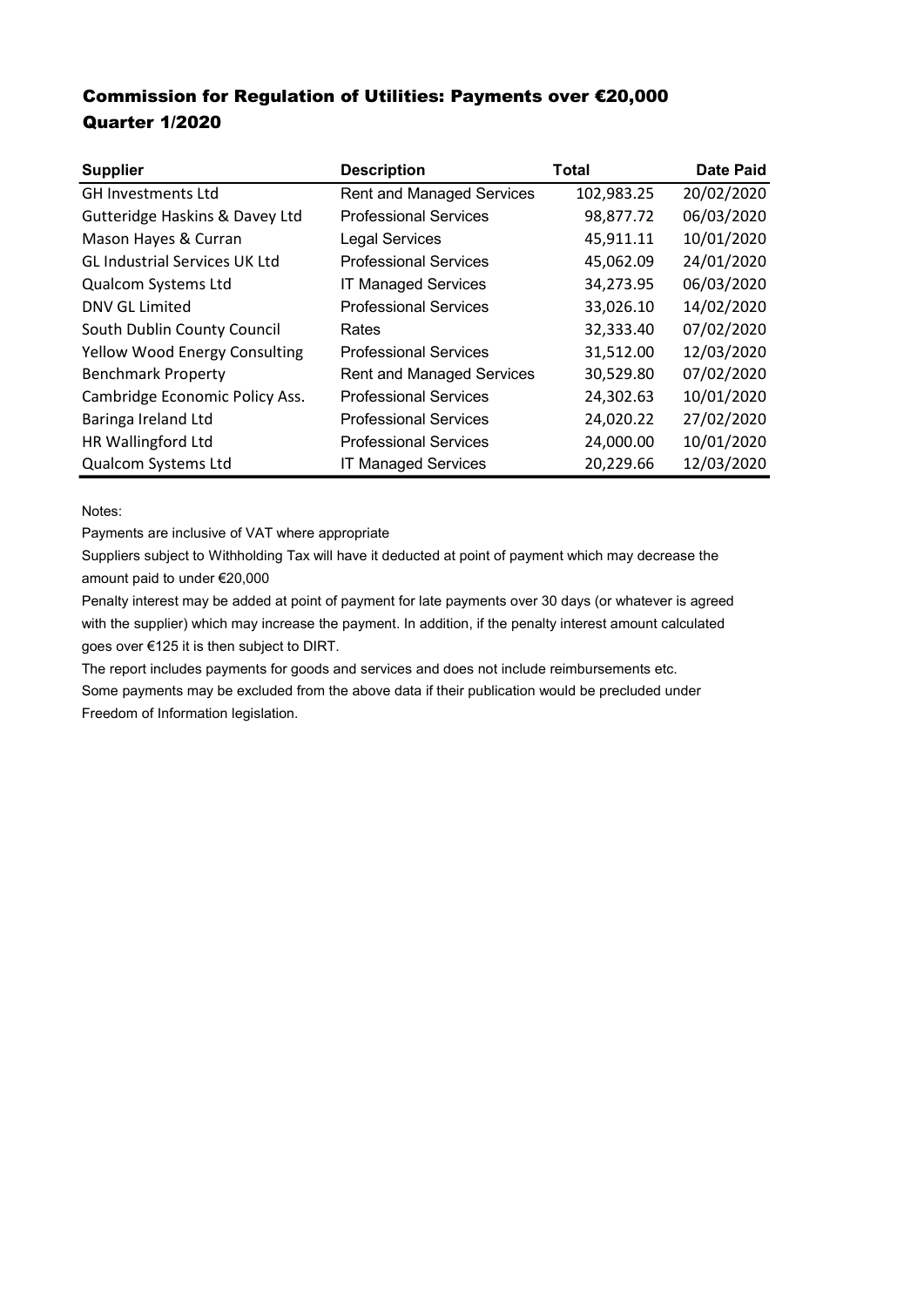# Commission for Regulation of Utilities: Payments over €20,000
# Quarter 1/2020

| Supplier | Description | Total | Date Paid |
|---|---|---|---|
| GH Investments Ltd | Rent and Managed Services | 102,983.25 | 20/02/2020 |
| Gutteridge Haskins & Davey Ltd | Professional Services | 98,877.72 | 06/03/2020 |
| Mason Hayes & Curran | Legal Services | 45,911.11 | 10/01/2020 |
| GL Industrial Services UK Ltd | Professional Services | 45,062.09 | 24/01/2020 |
| Qualcom Systems Ltd | IT Managed Services | 34,273.95 | 06/03/2020 |
| DNV GL Limited | Professional Services | 33,026.10 | 14/02/2020 |
| South Dublin County Council | Rates | 32,333.40 | 07/02/2020 |
| Yellow Wood Energy Consulting | Professional Services | 31,512.00 | 12/03/2020 |
| Benchmark Property | Rent and Managed Services | 30,529.80 | 07/02/2020 |
| Cambridge Economic Policy Ass. | Professional Services | 24,302.63 | 10/01/2020 |
| Baringa Ireland Ltd | Professional Services | 24,020.22 | 27/02/2020 |
| HR Wallingford Ltd | Professional Services | 24,000.00 | 10/01/2020 |
| Qualcom Systems Ltd | IT Managed Services | 20,229.66 | 12/03/2020 |

Notes:

Payments are inclusive of VAT where appropriate

Suppliers subject to Withholding Tax will have it deducted at point of payment which may decrease the amount paid to under €20,000

Penalty interest may be added at point of payment for late payments over 30 days (or whatever is agreed with the supplier) which may increase the payment. In addition, if the penalty interest amount calculated goes over €125 it is then subject to DIRT.

The report includes payments for goods and services and does not include reimbursements etc.

Some payments may be excluded from the above data if their publication would be precluded under Freedom of Information legislation.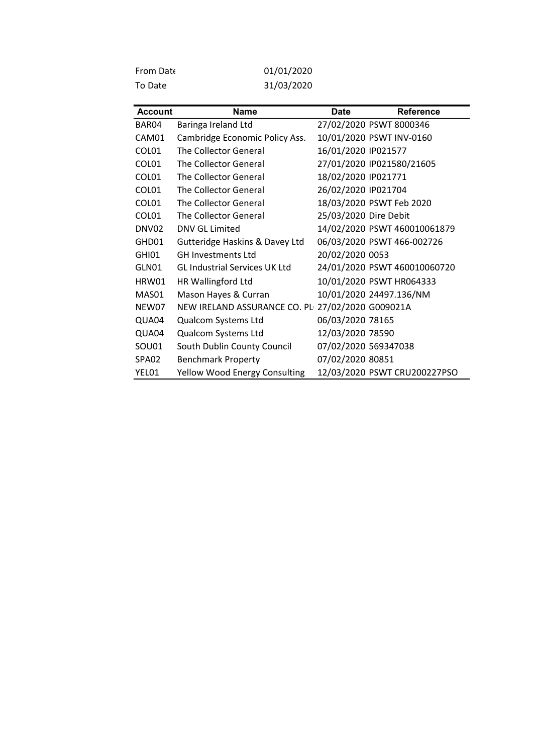From Date 01/01/2020
To Date 31/03/2020

| Account | Name | Date | Reference |
|---|---|---|---|
| BAR04 | Baringa Ireland Ltd | 27/02/2020 | PSWT 8000346 |
| CAM01 | Cambridge Economic Policy Ass. | 10/01/2020 | PSWT INV-0160 |
| COL01 | The Collector General | 16/01/2020 | IP021577 |
| COL01 | The Collector General | 27/01/2020 | IP021580/21605 |
| COL01 | The Collector General | 18/02/2020 | IP021771 |
| COL01 | The Collector General | 26/02/2020 | IP021704 |
| COL01 | The Collector General | 18/03/2020 | PSWT Feb 2020 |
| COL01 | The Collector General | 25/03/2020 | Dire Debit |
| DNV02 | DNV GL Limited | 14/02/2020 | PSWT 460010061879 |
| GHD01 | Gutteridge Haskins & Davey Ltd | 06/03/2020 | PSWT 466-002726 |
| GHI01 | GH Investments Ltd | 20/02/2020 | 0053 |
| GLN01 | GL Industrial Services UK Ltd | 24/01/2020 | PSWT 460010060720 |
| HRW01 | HR Wallingford Ltd | 10/01/2020 | PSWT HR064333 |
| MAS01 | Mason Hayes & Curran | 10/01/2020 | 24497.136/NM |
| NEW07 | NEW IRELAND ASSURANCE CO. PL | 27/02/2020 | G009021A |
| QUA04 | Qualcom Systems Ltd | 06/03/2020 | 78165 |
| QUA04 | Qualcom Systems Ltd | 12/03/2020 | 78590 |
| SOU01 | South Dublin County Council | 07/02/2020 | 569347038 |
| SPA02 | Benchmark Property | 07/02/2020 | 80851 |
| YEL01 | Yellow Wood Energy Consulting | 12/03/2020 | PSWT CRU200227PSO |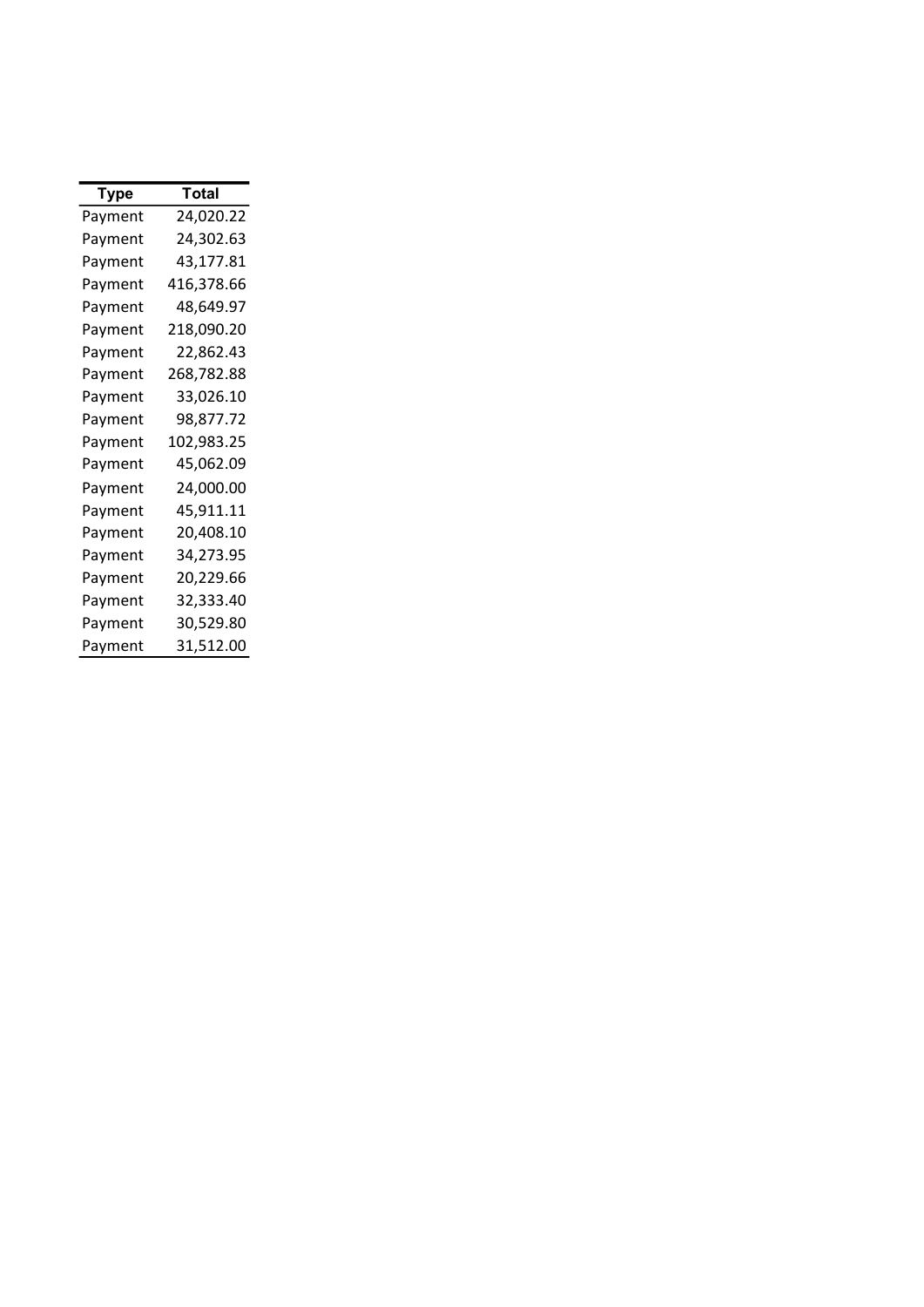| Type | Total |
|---|---|
| Payment | 24,020.22 |
| Payment | 24,302.63 |
| Payment | 43,177.81 |
| Payment | 416,378.66 |
| Payment | 48,649.97 |
| Payment | 218,090.20 |
| Payment | 22,862.43 |
| Payment | 268,782.88 |
| Payment | 33,026.10 |
| Payment | 98,877.72 |
| Payment | 102,983.25 |
| Payment | 45,062.09 |
| Payment | 24,000.00 |
| Payment | 45,911.11 |
| Payment | 20,408.10 |
| Payment | 34,273.95 |
| Payment | 20,229.66 |
| Payment | 32,333.40 |
| Payment | 30,529.80 |
| Payment | 31,512.00 |